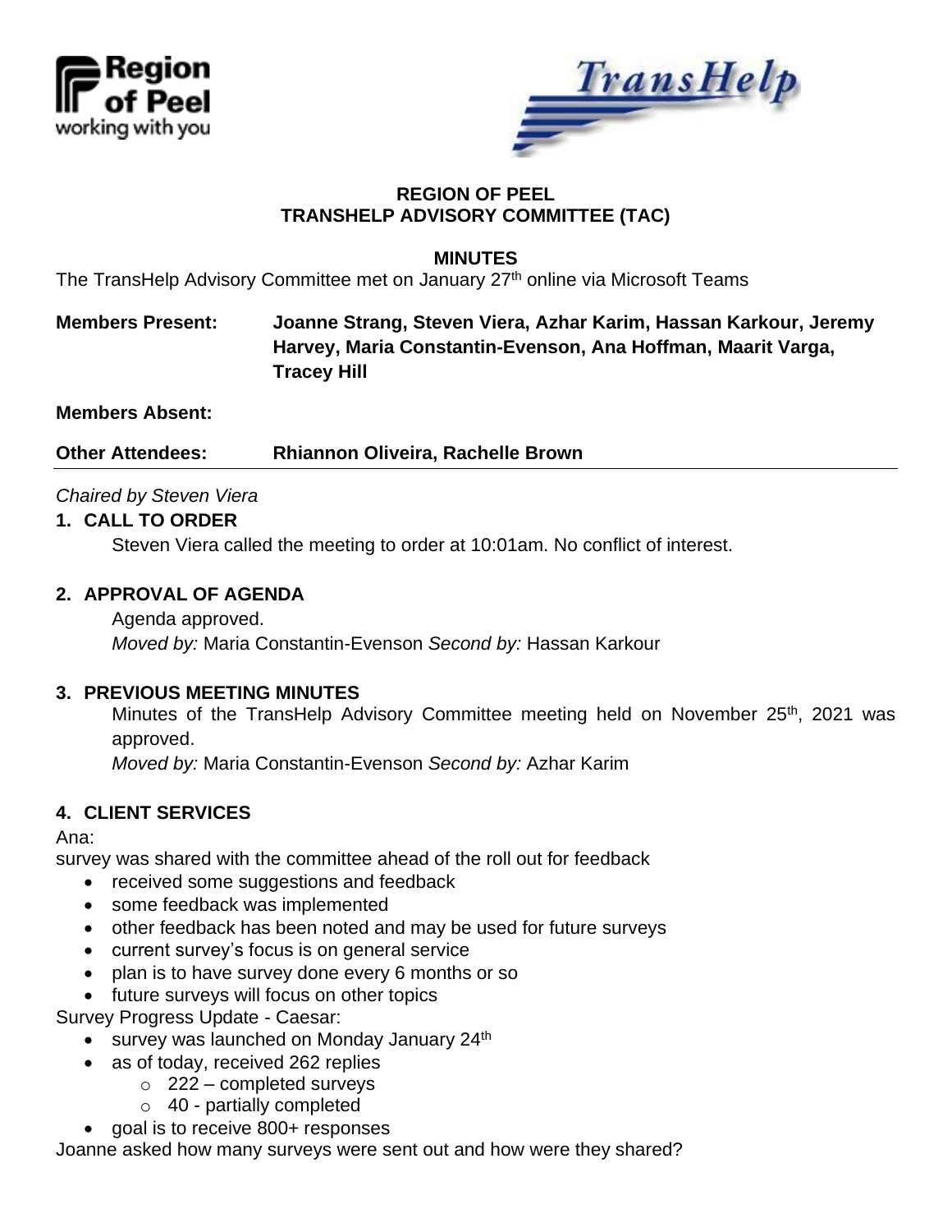**REGION OF PEEL**
**TRANSHELP ADVISORY COMMITTEE (TAC)**

**MINUTES**

The TransHelp Advisory Committee met on January 27th online via Microsoft Teams

**Members Present:** **Joanne Strang, Steven Viera, Azhar Karim, Hassan Karkour, Jeremy Harvey, Maria Constantin-Evenson, Ana Hoffman, Maarit Varga, Tracey Hill**

**Members Absent:**

**Other Attendees:** **Rhiannon Oliveira, Rachelle Brown**

---

*Chaired by Steven Viera*

## 1. CALL TO ORDER

Steven Viera called the meeting to order at 10:01am. No conflict of interest.

## 2. APPROVAL OF AGENDA

Agenda approved.
*Moved by:* Maria Constantin-Evenson *Second by:* Hassan Karkour

## 3. PREVIOUS MEETING MINUTES

Minutes of the TransHelp Advisory Committee meeting held on November 25th, 2021 was approved.
*Moved by:* Maria Constantin-Evenson *Second by:* Azhar Karim

## 4. CLIENT SERVICES

Ana:
survey was shared with the committee ahead of the roll out for feedback

- received some suggestions and feedback
- some feedback was implemented
- other feedback has been noted and may be used for future surveys
- current survey's focus is on general service
- plan is to have survey done every 6 months or so
- future surveys will focus on other topics

Survey Progress Update - Caesar:

- survey was launched on Monday January 24th
- as of today, received 262 replies
  - 222 – completed surveys
  - 40 - partially completed
- goal is to receive 800+ responses

Joanne asked how many surveys were sent out and how were they shared?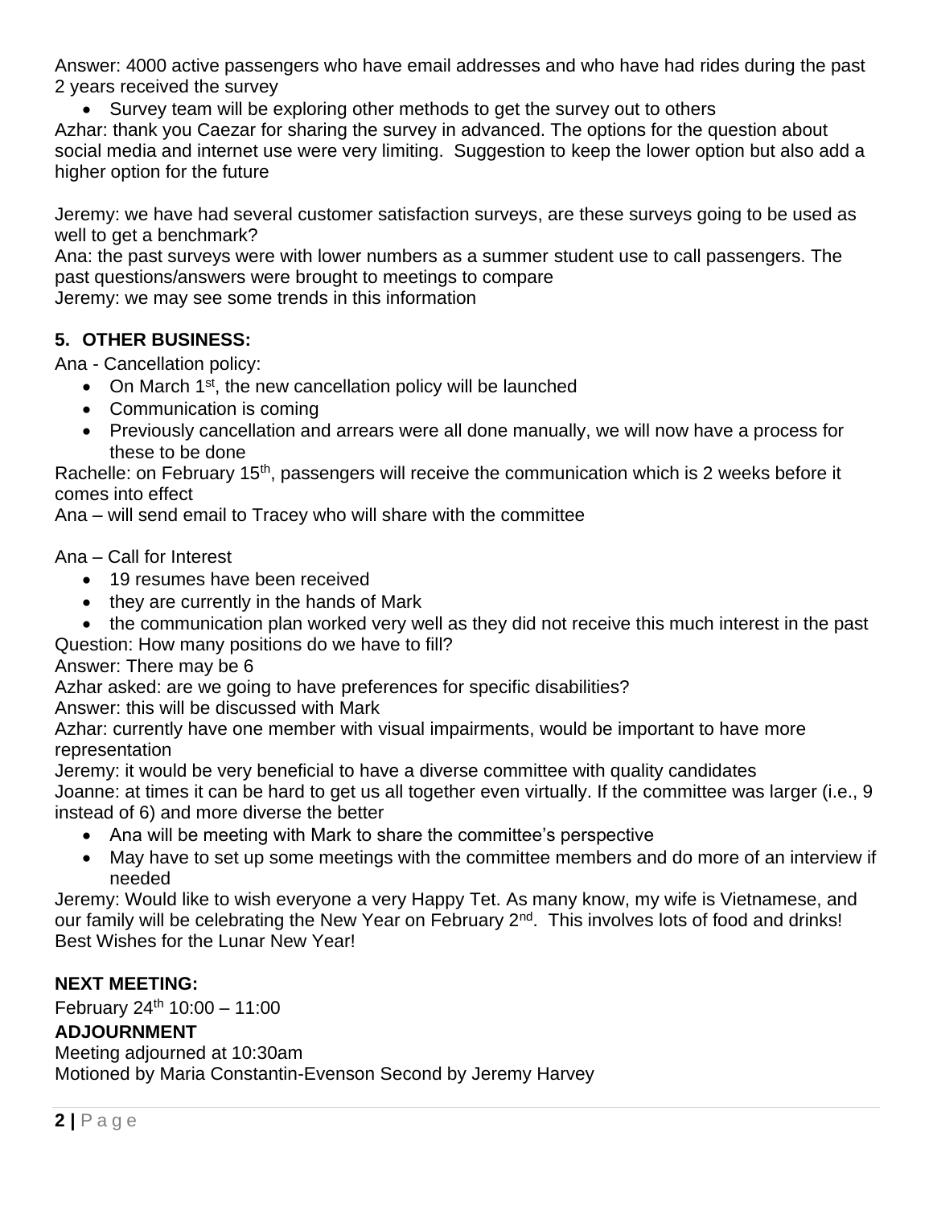Answer: 4000 active passengers who have email addresses and who have had rides during the past 2 years received the survey

- Survey team will be exploring other methods to get the survey out to others

Azhar: thank you Caezar for sharing the survey in advanced. The options for the question about social media and internet use were very limiting. Suggestion to keep the lower option but also add a higher option for the future

Jeremy: we have had several customer satisfaction surveys, are these surveys going to be used as well to get a benchmark?
Ana: the past surveys were with lower numbers as a summer student use to call passengers. The past questions/answers were brought to meetings to compare
Jeremy: we may see some trends in this information

## 5. OTHER BUSINESS:

Ana - Cancellation policy:

- On March 1st, the new cancellation policy will be launched
- Communication is coming
- Previously cancellation and arrears were all done manually, we will now have a process for these to be done

Rachelle: on February 15th, passengers will receive the communication which is 2 weeks before it comes into effect
Ana – will send email to Tracey who will share with the committee

Ana – Call for Interest

- 19 resumes have been received
- they are currently in the hands of Mark
- the communication plan worked very well as they did not receive this much interest in the past

Question: How many positions do we have to fill?
Answer: There may be 6
Azhar asked: are we going to have preferences for specific disabilities?
Answer: this will be discussed with Mark
Azhar: currently have one member with visual impairments, would be important to have more representation
Jeremy: it would be very beneficial to have a diverse committee with quality candidates
Joanne: at times it can be hard to get us all together even virtually. If the committee was larger (i.e., 9 instead of 6) and more diverse the better

- Ana will be meeting with Mark to share the committee's perspective
- May have to set up some meetings with the committee members and do more of an interview if needed

Jeremy: Would like to wish everyone a very Happy Tet. As many know, my wife is Vietnamese, and our family will be celebrating the New Year on February 2nd. This involves lots of food and drinks! Best Wishes for the Lunar New Year!

**NEXT MEETING:**
February 24th 10:00 – 11:00

**ADJOURNMENT**
Meeting adjourned at 10:30am
Motioned by Maria Constantin-Evenson Second by Jeremy Harvey